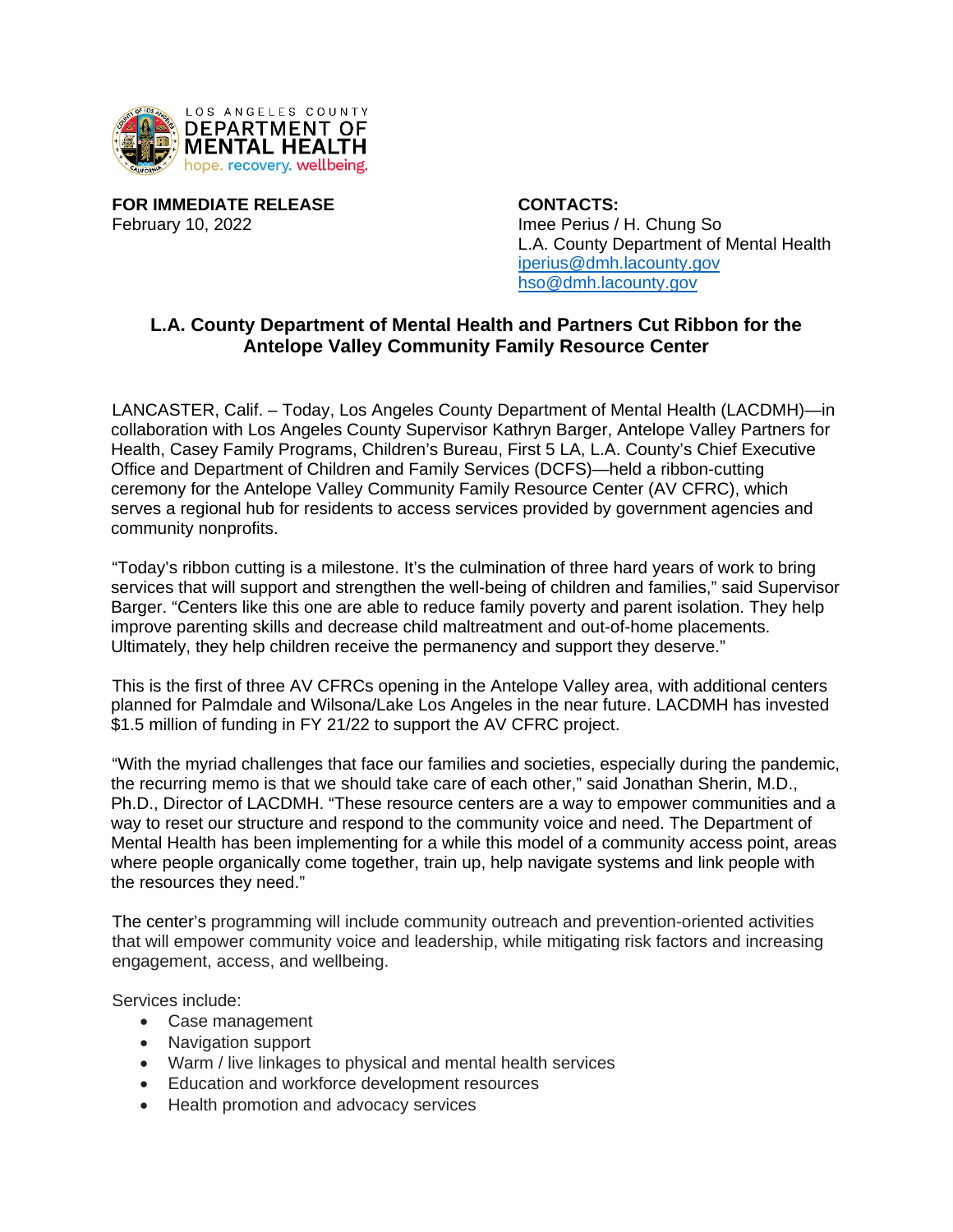LOS ANGELES COUNTY
DEPARTMENT OF
MENTAL HEALTH
hope. recovery. wellbeing.

**FOR IMMEDIATE RELEASE**
February 10, 2022

**CONTACTS:**
Imee Perius / H. Chung So
L.A. County Department of Mental Health
iperius@dmh.lacounty.gov
hso@dmh.lacounty.gov

## L.A. County Department of Mental Health and Partners Cut Ribbon for the Antelope Valley Community Family Resource Center

LANCASTER, Calif. – Today, Los Angeles County Department of Mental Health (LACDMH)—in collaboration with Los Angeles County Supervisor Kathryn Barger, Antelope Valley Partners for Health, Casey Family Programs, Children's Bureau, First 5 LA, L.A. County's Chief Executive Office and Department of Children and Family Services (DCFS)—held a ribbon-cutting ceremony for the Antelope Valley Community Family Resource Center (AV CFRC), which serves a regional hub for residents to access services provided by government agencies and community nonprofits.

"Today's ribbon cutting is a milestone. It's the culmination of three hard years of work to bring services that will support and strengthen the well-being of children and families," said Supervisor Barger. "Centers like this one are able to reduce family poverty and parent isolation. They help improve parenting skills and decrease child maltreatment and out-of-home placements. Ultimately, they help children receive the permanency and support they deserve."

This is the first of three AV CFRCs opening in the Antelope Valley area, with additional centers planned for Palmdale and Wilsona/Lake Los Angeles in the near future. LACDMH has invested $1.5 million of funding in FY 21/22 to support the AV CFRC project.

"With the myriad challenges that face our families and societies, especially during the pandemic, the recurring memo is that we should take care of each other," said Jonathan Sherin, M.D., Ph.D., Director of LACDMH. "These resource centers are a way to empower communities and a way to reset our structure and respond to the community voice and need. The Department of Mental Health has been implementing for a while this model of a community access point, areas where people organically come together, train up, help navigate systems and link people with the resources they need."

The center's programming will include community outreach and prevention-oriented activities that will empower community voice and leadership, while mitigating risk factors and increasing engagement, access, and wellbeing.

Services include:

- Case management
- Navigation support
- Warm / live linkages to physical and mental health services
- Education and workforce development resources
- Health promotion and advocacy services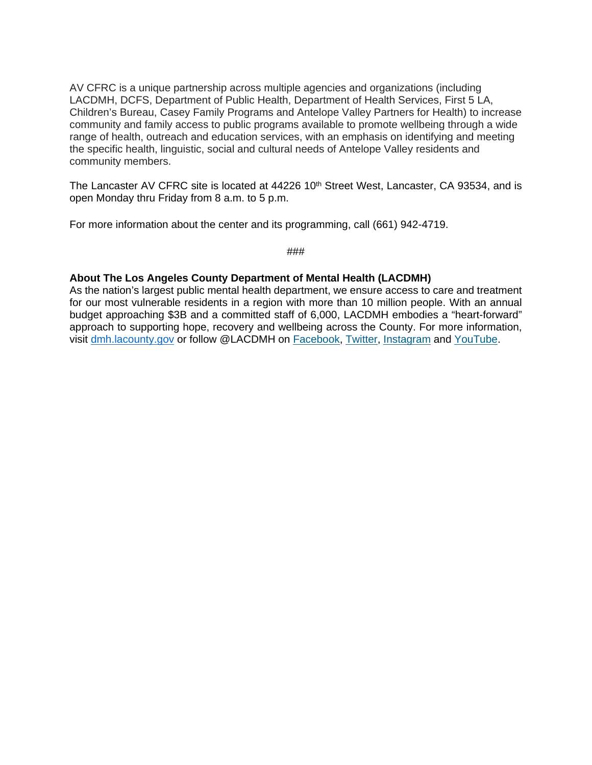AV CFRC is a unique partnership across multiple agencies and organizations (including LACDMH, DCFS, Department of Public Health, Department of Health Services, First 5 LA, Children's Bureau, Casey Family Programs and Antelope Valley Partners for Health) to increase community and family access to public programs available to promote wellbeing through a wide range of health, outreach and education services, with an emphasis on identifying and meeting the specific health, linguistic, social and cultural needs of Antelope Valley residents and community members.

The Lancaster AV CFRC site is located at 44226 10th Street West, Lancaster, CA 93534, and is open Monday thru Friday from 8 a.m. to 5 p.m.

For more information about the center and its programming, call (661) 942-4719.

###

**About The Los Angeles County Department of Mental Health (LACDMH)**
As the nation's largest public mental health department, we ensure access to care and treatment for our most vulnerable residents in a region with more than 10 million people. With an annual budget approaching $3B and a committed staff of 6,000, LACDMH embodies a "heart-forward" approach to supporting hope, recovery and wellbeing across the County. For more information, visit dmh.lacounty.gov or follow @LACDMH on Facebook, Twitter, Instagram and YouTube.